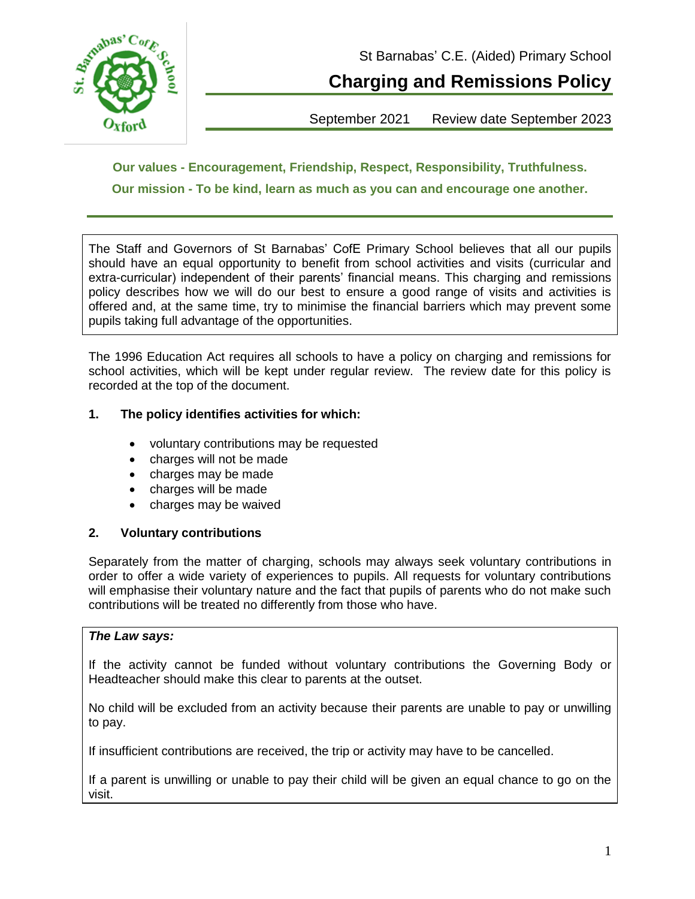St Barnabas' C.E. (Aided) Primary School

# Charging and Remissions Policy

September 2021 Review date September 2023

**Our values - Encouragement, Friendship, Respect, Responsibility, Truthfulness.**

**Our mission - To be kind, learn as much as you can and encourage one another.**

The Staff and Governors of St Barnabas' CofE Primary School believes that all our pupils should have an equal opportunity to benefit from school activities and visits (curricular and extra-curricular) independent of their parents' financial means. This charging and remissions policy describes how we will do our best to ensure a good range of visits and activities is offered and, at the same time, try to minimise the financial barriers which may prevent some pupils taking full advantage of the opportunities.

The 1996 Education Act requires all schools to have a policy on charging and remissions for school activities, which will be kept under regular review. The review date for this policy is recorded at the top of the document.

## 1. The policy identifies activities for which:

- voluntary contributions may be requested
- charges will not be made
- charges may be made
- charges will be made
- charges may be waived

## 2. Voluntary contributions

Separately from the matter of charging, schools may always seek voluntary contributions in order to offer a wide variety of experiences to pupils. All requests for voluntary contributions will emphasise their voluntary nature and the fact that pupils of parents who do not make such contributions will be treated no differently from those who have.

***The Law says:***

If the activity cannot be funded without voluntary contributions the Governing Body or Headteacher should make this clear to parents at the outset.

No child will be excluded from an activity because their parents are unable to pay or unwilling to pay.

If insufficient contributions are received, the trip or activity may have to be cancelled.

If a parent is unwilling or unable to pay their child will be given an equal chance to go on the visit.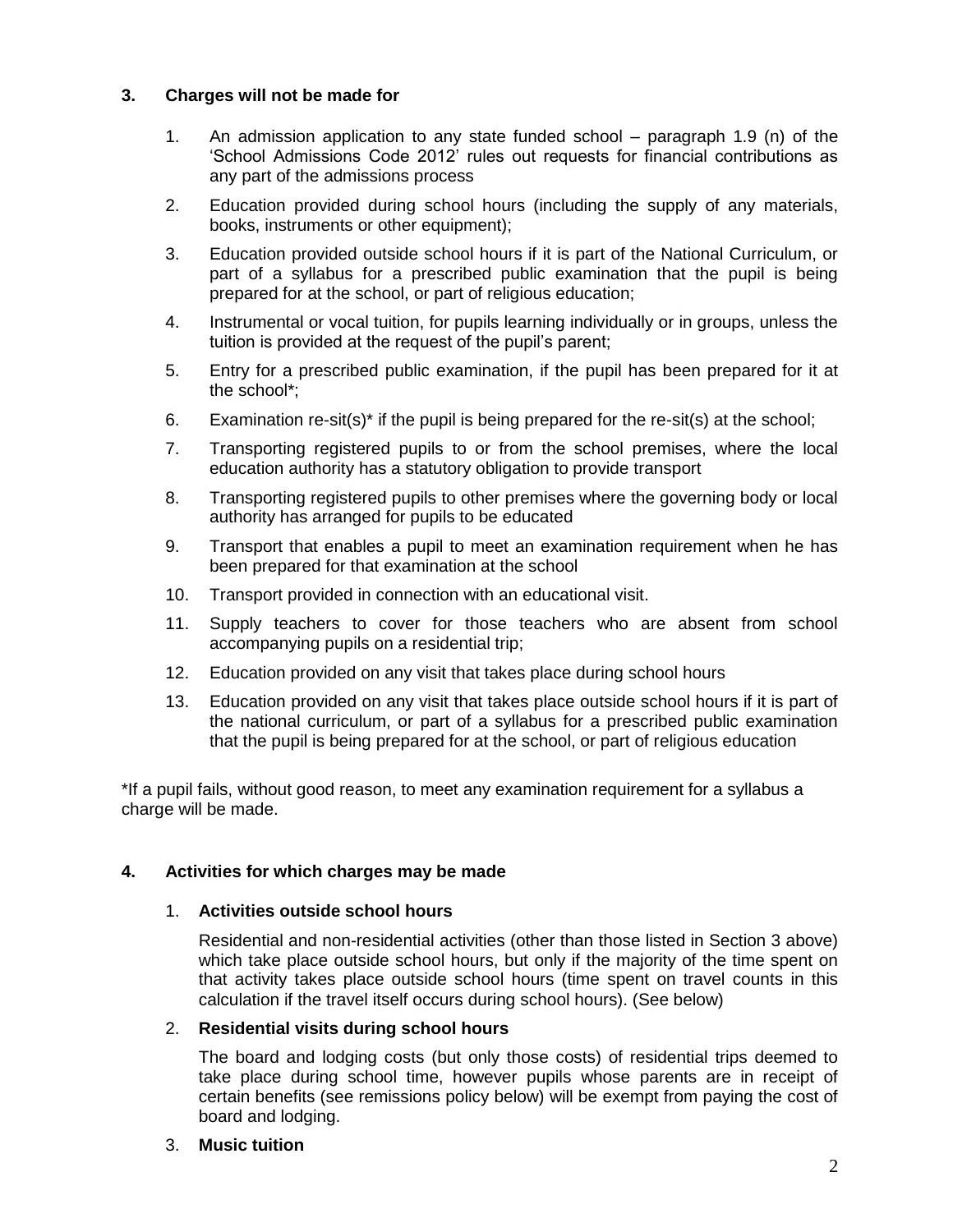## 3. Charges will not be made for

1. An admission application to any state funded school – paragraph 1.9 (n) of the 'School Admissions Code 2012' rules out requests for financial contributions as any part of the admissions process
2. Education provided during school hours (including the supply of any materials, books, instruments or other equipment);
3. Education provided outside school hours if it is part of the National Curriculum, or part of a syllabus for a prescribed public examination that the pupil is being prepared for at the school, or part of religious education;
4. Instrumental or vocal tuition, for pupils learning individually or in groups, unless the tuition is provided at the request of the pupil's parent;
5. Entry for a prescribed public examination, if the pupil has been prepared for it at the school*;
6. Examination re-sit(s)* if the pupil is being prepared for the re-sit(s) at the school;
7. Transporting registered pupils to or from the school premises, where the local education authority has a statutory obligation to provide transport
8. Transporting registered pupils to other premises where the governing body or local authority has arranged for pupils to be educated
9. Transport that enables a pupil to meet an examination requirement when he has been prepared for that examination at the school
10. Transport provided in connection with an educational visit.
11. Supply teachers to cover for those teachers who are absent from school accompanying pupils on a residential trip;
12. Education provided on any visit that takes place during school hours
13. Education provided on any visit that takes place outside school hours if it is part of the national curriculum, or part of a syllabus for a prescribed public examination that the pupil is being prepared for at the school, or part of religious education

*If a pupil fails, without good reason, to meet any examination requirement for a syllabus a charge will be made.

## 4. Activities for which charges may be made

1. **Activities outside school hours**

   Residential and non-residential activities (other than those listed in Section 3 above) which take place outside school hours, but only if the majority of the time spent on that activity takes place outside school hours (time spent on travel counts in this calculation if the travel itself occurs during school hours). (See below)

2. **Residential visits during school hours**

   The board and lodging costs (but only those costs) of residential trips deemed to take place during school time, however pupils whose parents are in receipt of certain benefits (see remissions policy below) will be exempt from paying the cost of board and lodging.

3. **Music tuition**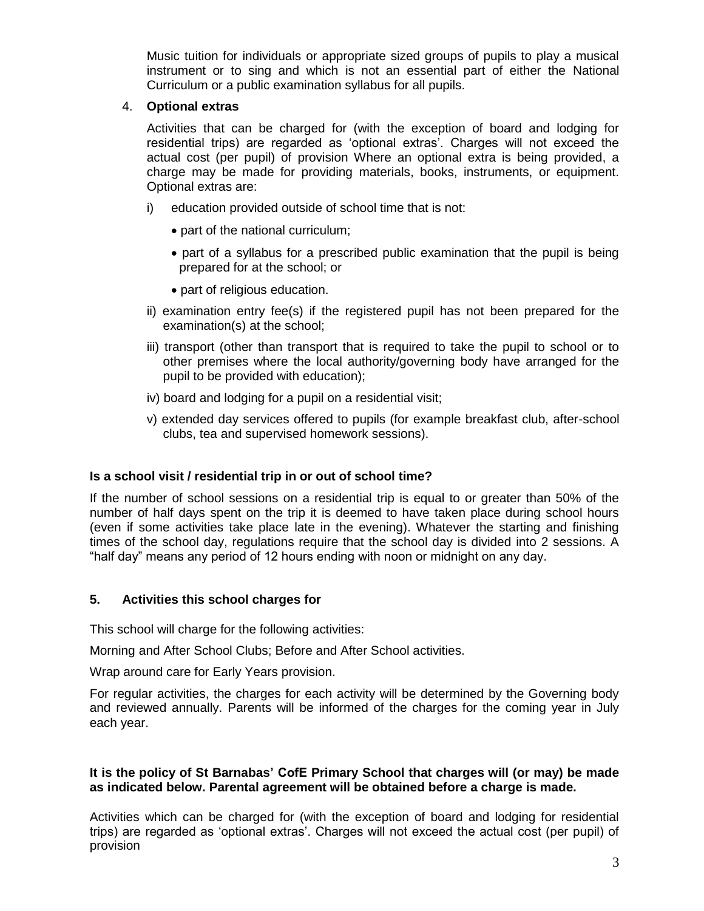Music tuition for individuals or appropriate sized groups of pupils to play a musical instrument or to sing and which is not an essential part of either the National Curriculum or a public examination syllabus for all pupils.

4. **Optional extras**

   Activities that can be charged for (with the exception of board and lodging for residential trips) are regarded as 'optional extras'. Charges will not exceed the actual cost (per pupil) of provision Where an optional extra is being provided, a charge may be made for providing materials, books, instruments, or equipment. Optional extras are:

   i) education provided outside of school time that is not:
      - part of the national curriculum;
      - part of a syllabus for a prescribed public examination that the pupil is being prepared for at the school; or
      - part of religious education.

   ii) examination entry fee(s) if the registered pupil has not been prepared for the examination(s) at the school;

   iii) transport (other than transport that is required to take the pupil to school or to other premises where the local authority/governing body have arranged for the pupil to be provided with education);

   iv) board and lodging for a pupil on a residential visit;

   v) extended day services offered to pupils (for example breakfast club, after-school clubs, tea and supervised homework sessions).

### Is a school visit / residential trip in or out of school time?

If the number of school sessions on a residential trip is equal to or greater than 50% of the number of half days spent on the trip it is deemed to have taken place during school hours (even if some activities take place late in the evening). Whatever the starting and finishing times of the school day, regulations require that the school day is divided into 2 sessions. A "half day" means any period of 12 hours ending with noon or midnight on any day.

### 5. Activities this school charges for

This school will charge for the following activities:

Morning and After School Clubs; Before and After School activities.

Wrap around care for Early Years provision.

For regular activities, the charges for each activity will be determined by the Governing body and reviewed annually. Parents will be informed of the charges for the coming year in July each year.

**It is the policy of St Barnabas' CofE Primary School that charges will (or may) be made as indicated below. Parental agreement will be obtained before a charge is made.**

Activities which can be charged for (with the exception of board and lodging for residential trips) are regarded as 'optional extras'. Charges will not exceed the actual cost (per pupil) of provision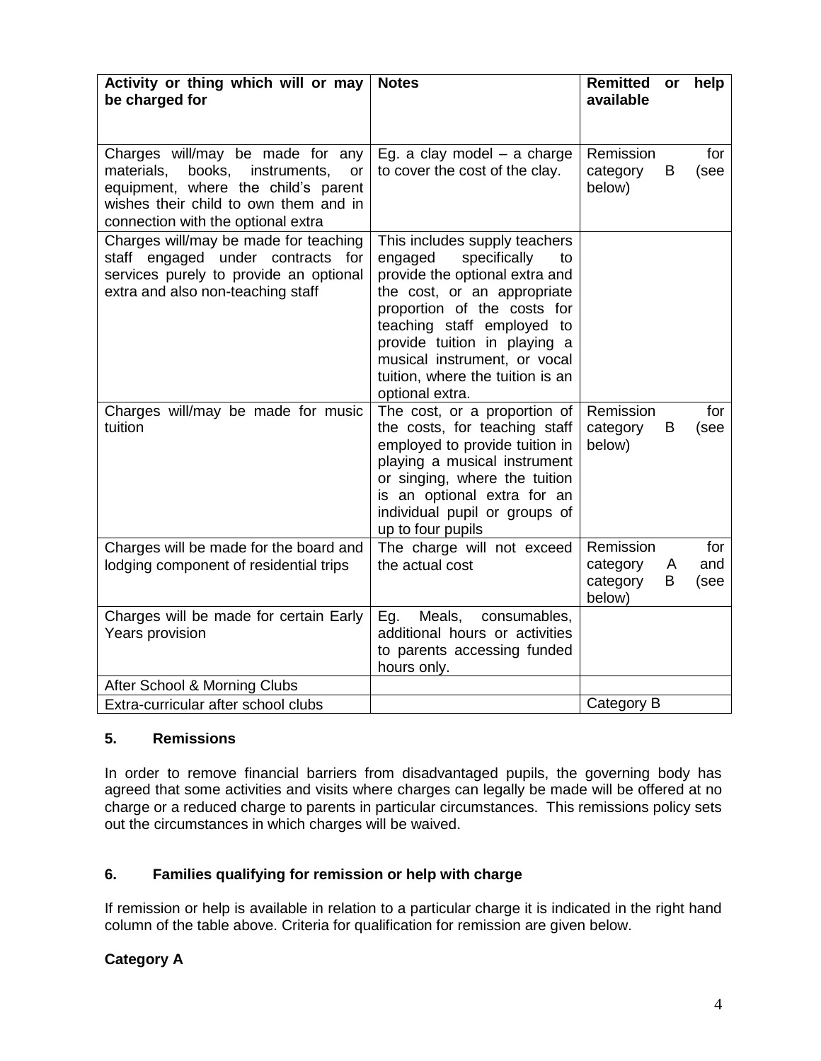| Activity or thing which will or may be charged for | Notes | Remitted or help available |
|---|---|---|
| Charges will/may be made for any materials, books, instruments, or equipment, where the child's parent wishes their child to own them and in connection with the optional extra | Eg. a clay model – a charge to cover the cost of the clay. | Remission for category B (see below) |
| Charges will/may be made for teaching staff engaged under contracts for services purely to provide an optional extra and also non-teaching staff | This includes supply teachers engaged specifically to provide the optional extra and the cost, or an appropriate proportion of the costs for teaching staff employed to provide tuition in playing a musical instrument, or vocal tuition, where the tuition is an optional extra. | |
| Charges will/may be made for music tuition | The cost, or a proportion of the costs, for teaching staff employed to provide tuition in playing a musical instrument or singing, where the tuition is an optional extra for an individual pupil or groups of up to four pupils | Remission for category B (see below) |
| Charges will be made for the board and lodging component of residential trips | The charge will not exceed the actual cost | Remission for category A and category B (see below) |
| Charges will be made for certain Early Years provision | Eg. Meals, consumables, additional hours or activities to parents accessing funded hours only. | |
| After School & Morning Clubs | | |
| Extra-curricular after school clubs | | Category B |

## 5. Remissions

In order to remove financial barriers from disadvantaged pupils, the governing body has agreed that some activities and visits where charges can legally be made will be offered at no charge or a reduced charge to parents in particular circumstances. This remissions policy sets out the circumstances in which charges will be waived.

## 6. Families qualifying for remission or help with charge

If remission or help is available in relation to a particular charge it is indicated in the right hand column of the table above. Criteria for qualification for remission are given below.

**Category A**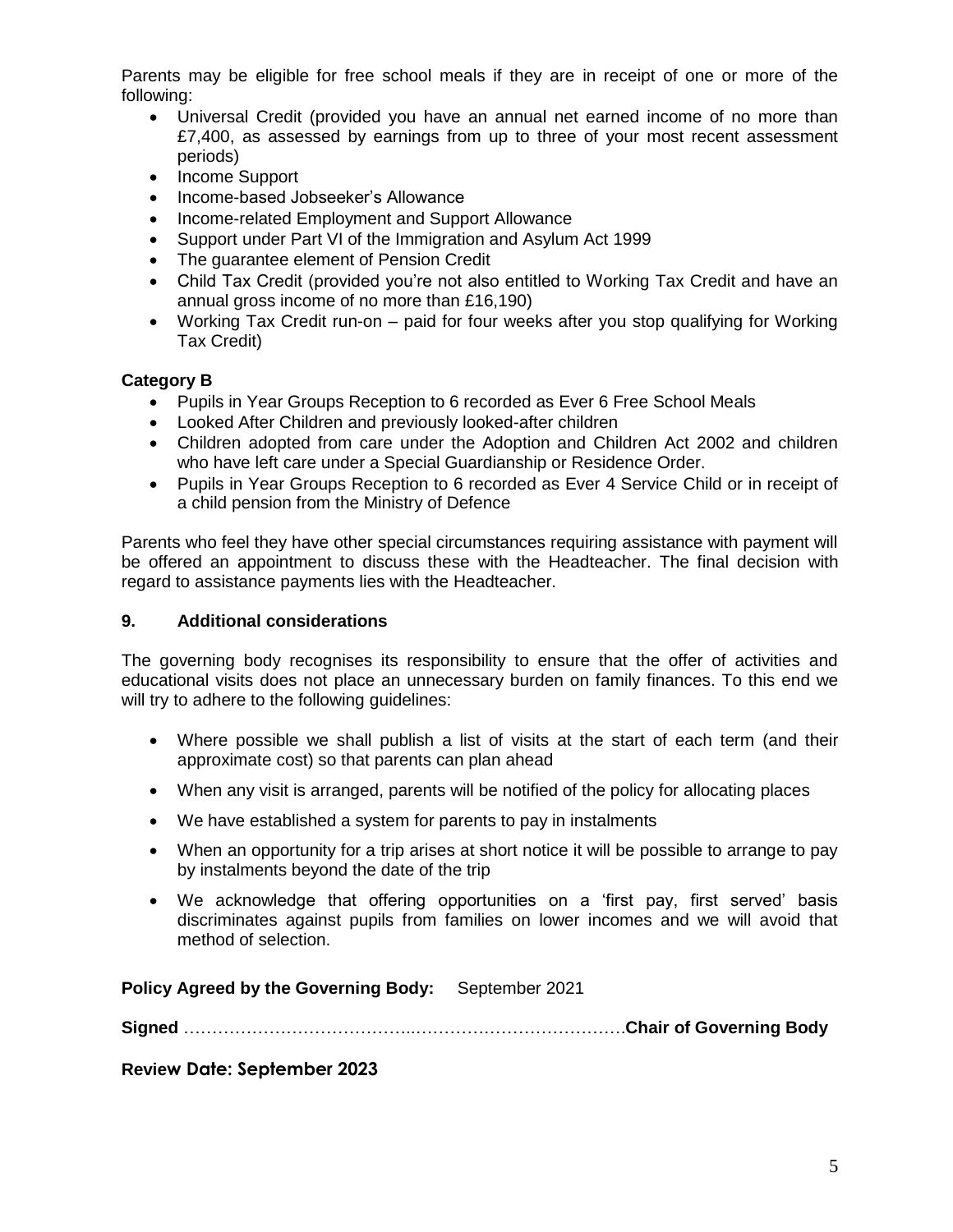Parents may be eligible for free school meals if they are in receipt of one or more of the following:

- Universal Credit (provided you have an annual net earned income of no more than £7,400, as assessed by earnings from up to three of your most recent assessment periods)
- Income Support
- Income-based Jobseeker's Allowance
- Income-related Employment and Support Allowance
- Support under Part VI of the Immigration and Asylum Act 1999
- The guarantee element of Pension Credit
- Child Tax Credit (provided you're not also entitled to Working Tax Credit and have an annual gross income of no more than £16,190)
- Working Tax Credit run-on – paid for four weeks after you stop qualifying for Working Tax Credit)

**Category B**

- Pupils in Year Groups Reception to 6 recorded as Ever 6 Free School Meals
- Looked After Children and previously looked-after children
- Children adopted from care under the Adoption and Children Act 2002 and children who have left care under a Special Guardianship or Residence Order.
- Pupils in Year Groups Reception to 6 recorded as Ever 4 Service Child or in receipt of a child pension from the Ministry of Defence

Parents who feel they have other special circumstances requiring assistance with payment will be offered an appointment to discuss these with the Headteacher. The final decision with regard to assistance payments lies with the Headteacher.

## 9. Additional considerations

The governing body recognises its responsibility to ensure that the offer of activities and educational visits does not place an unnecessary burden on family finances. To this end we will try to adhere to the following guidelines:

- Where possible we shall publish a list of visits at the start of each term (and their approximate cost) so that parents can plan ahead
- When any visit is arranged, parents will be notified of the policy for allocating places
- We have established a system for parents to pay in instalments
- When an opportunity for a trip arises at short notice it will be possible to arrange to pay by instalments beyond the date of the trip
- We acknowledge that offering opportunities on a 'first pay, first served' basis discriminates against pupils from families on lower incomes and we will avoid that method of selection.

**Policy Agreed by the Governing Body:** September 2021

**Signed** …………………………………..……………………………….**Chair of Governing Body**

**Review Date: September 2023**